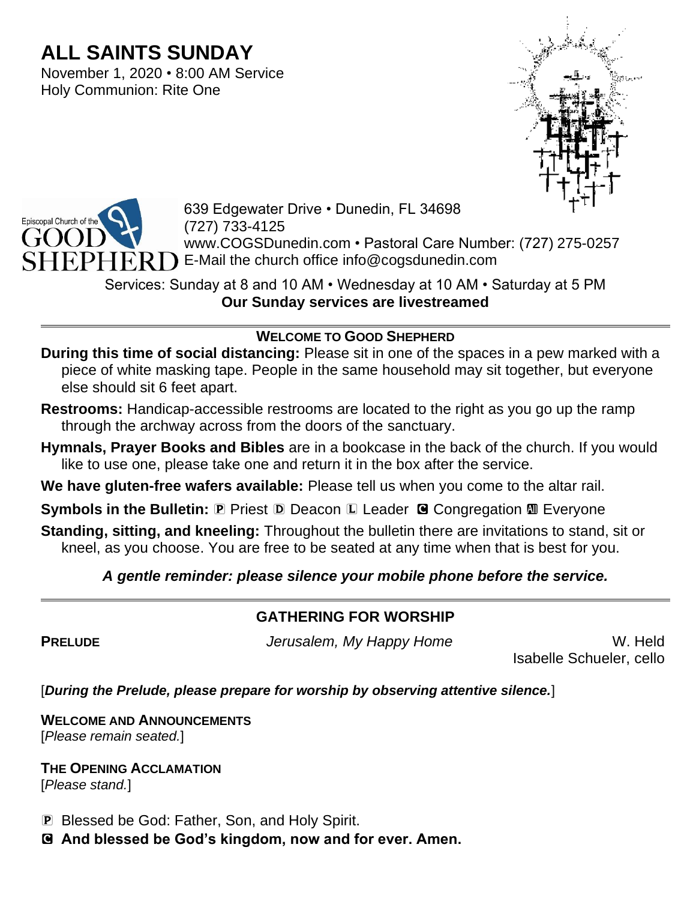# ALL SAINTS SUNDAY

November 1, 2020 • 8:00 AM Service
Holy Communion: Rite One

Episcopal Church of the GOOD SHEPHERD

639 Edgewater Drive • Dunedin, FL 34698
(727) 733-4125
www.COGSDunedin.com • Pastoral Care Number: (727) 275-0257
E-Mail the church office info@cogsdunedin.com

Services: Sunday at 8 and 10 AM • Wednesday at 10 AM • Saturday at 5 PM
**Our Sunday services are livestreamed**

---

### WELCOME TO GOOD SHEPHERD

**During this time of social distancing:** Please sit in one of the spaces in a pew marked with a piece of white masking tape. People in the same household may sit together, but everyone else should sit 6 feet apart.

**Restrooms:** Handicap-accessible restrooms are located to the right as you go up the ramp through the archway across from the doors of the sanctuary.

**Hymnals, Prayer Books and Bibles** are in a bookcase in the back of the church. If you would like to use one, please take one and return it in the box after the service.

**We have gluten-free wafers available:** Please tell us when you come to the altar rail.

**Symbols in the Bulletin:** Ⓟ Priest Ⓓ Deacon Ⓛ Leader Ⓒ Congregation Ⓐ Everyone

**Standing, sitting, and kneeling:** Throughout the bulletin there are invitations to stand, sit or kneel, as you choose. You are free to be seated at any time when that is best for you.

***A gentle reminder: please silence your mobile phone before the service.***

---

## GATHERING FOR WORSHIP

**PRELUDE** *Jerusalem, My Happy Home* W. Held
Isabelle Schueler, cello

[***During the Prelude, please prepare for worship by observing attentive silence.***]

**WELCOME AND ANNOUNCEMENTS**
[*Please remain seated.*]

**THE OPENING ACCLAMATION**
[*Please stand.*]

Ⓟ Blessed be God: Father, Son, and Holy Spirit.
Ⓒ **And blessed be God's kingdom, now and for ever. Amen.**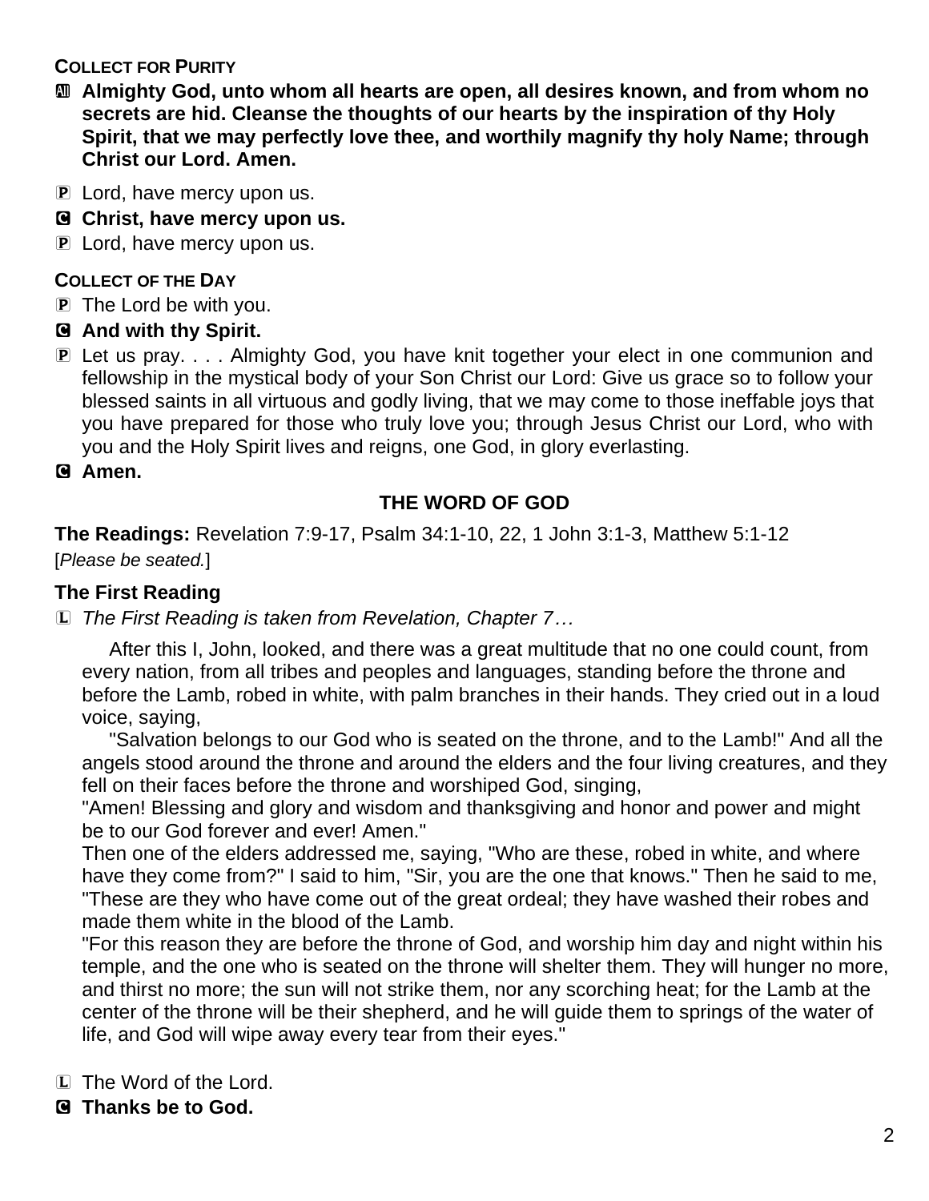### COLLECT FOR PURITY

**All Almighty God, unto whom all hearts are open, all desires known, and from whom no secrets are hid. Cleanse the thoughts of our hearts by the inspiration of thy Holy Spirit, that we may perfectly love thee, and worthily magnify thy holy Name; through Christ our Lord. Amen.**

P Lord, have mercy upon us.

**C Christ, have mercy upon us.**

P Lord, have mercy upon us.

### COLLECT OF THE DAY

P The Lord be with you.

**C And with thy Spirit.**

P Let us pray. . . . Almighty God, you have knit together your elect in one communion and fellowship in the mystical body of your Son Christ our Lord: Give us grace so to follow your blessed saints in all virtuous and godly living, that we may come to those ineffable joys that you have prepared for those who truly love you; through Jesus Christ our Lord, who with you and the Holy Spirit lives and reigns, one God, in glory everlasting.

**C Amen.**

## THE WORD OF GOD

**The Readings:** Revelation 7:9-17, Psalm 34:1-10, 22, 1 John 3:1-3, Matthew 5:1-12

[*Please be seated.*]

### The First Reading

L *The First Reading is taken from Revelation, Chapter 7…*

After this I, John, looked, and there was a great multitude that no one could count, from every nation, from all tribes and peoples and languages, standing before the throne and before the Lamb, robed in white, with palm branches in their hands. They cried out in a loud voice, saying,

"Salvation belongs to our God who is seated on the throne, and to the Lamb!" And all the angels stood around the throne and around the elders and the four living creatures, and they fell on their faces before the throne and worshiped God, singing,

"Amen! Blessing and glory and wisdom and thanksgiving and honor and power and might be to our God forever and ever! Amen."

Then one of the elders addressed me, saying, "Who are these, robed in white, and where have they come from?" I said to him, "Sir, you are the one that knows." Then he said to me, "These are they who have come out of the great ordeal; they have washed their robes and made them white in the blood of the Lamb.

"For this reason they are before the throne of God, and worship him day and night within his temple, and the one who is seated on the throne will shelter them. They will hunger no more, and thirst no more; the sun will not strike them, nor any scorching heat; for the Lamb at the center of the throne will be their shepherd, and he will guide them to springs of the water of life, and God will wipe away every tear from their eyes."

L The Word of the Lord.

**C Thanks be to God.**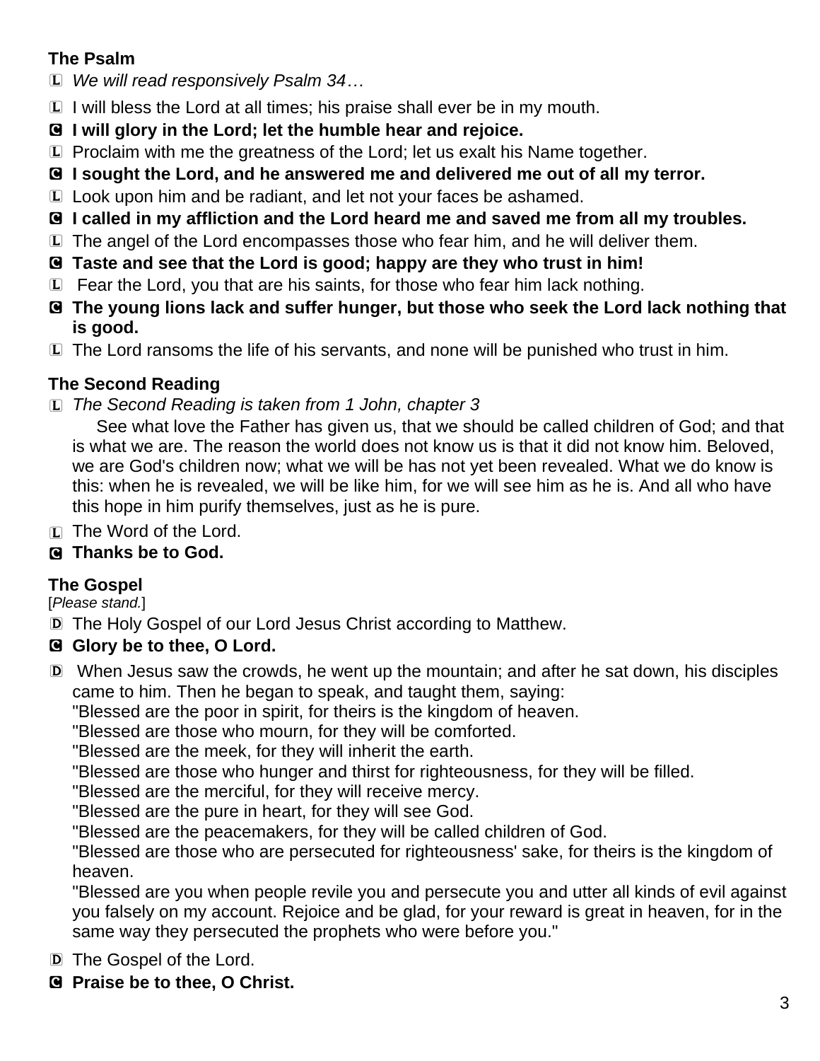### The Psalm

L *We will read responsively Psalm 34…*

L I will bless the Lord at all times; his praise shall ever be in my mouth.

**C I will glory in the Lord; let the humble hear and rejoice.**

L Proclaim with me the greatness of the Lord; let us exalt his Name together.

**C I sought the Lord, and he answered me and delivered me out of all my terror.**

L Look upon him and be radiant, and let not your faces be ashamed.

**C I called in my affliction and the Lord heard me and saved me from all my troubles.**

L The angel of the Lord encompasses those who fear him, and he will deliver them.

**C Taste and see that the Lord is good; happy are they who trust in him!**

L Fear the Lord, you that are his saints, for those who fear him lack nothing.

**C The young lions lack and suffer hunger, but those who seek the Lord lack nothing that is good.**

L The Lord ransoms the life of his servants, and none will be punished who trust in him.

### The Second Reading

L *The Second Reading is taken from 1 John, chapter 3*

See what love the Father has given us, that we should be called children of God; and that is what we are. The reason the world does not know us is that it did not know him. Beloved, we are God's children now; what we will be has not yet been revealed. What we do know is this: when he is revealed, we will be like him, for we will see him as he is. And all who have this hope in him purify themselves, just as he is pure.

L The Word of the Lord.

**C Thanks be to God.**

### The Gospel

[*Please stand.*]

D The Holy Gospel of our Lord Jesus Christ according to Matthew.

**C Glory be to thee, O Lord.**

D When Jesus saw the crowds, he went up the mountain; and after he sat down, his disciples came to him. Then he began to speak, and taught them, saying:

"Blessed are the poor in spirit, for theirs is the kingdom of heaven.

"Blessed are those who mourn, for they will be comforted.

"Blessed are the meek, for they will inherit the earth.

"Blessed are those who hunger and thirst for righteousness, for they will be filled.

"Blessed are the merciful, for they will receive mercy.

"Blessed are the pure in heart, for they will see God.

"Blessed are the peacemakers, for they will be called children of God.

"Blessed are those who are persecuted for righteousness' sake, for theirs is the kingdom of heaven.

"Blessed are you when people revile you and persecute you and utter all kinds of evil against you falsely on my account. Rejoice and be glad, for your reward is great in heaven, for in the same way they persecuted the prophets who were before you."

D The Gospel of the Lord.

**C Praise be to thee, O Christ.**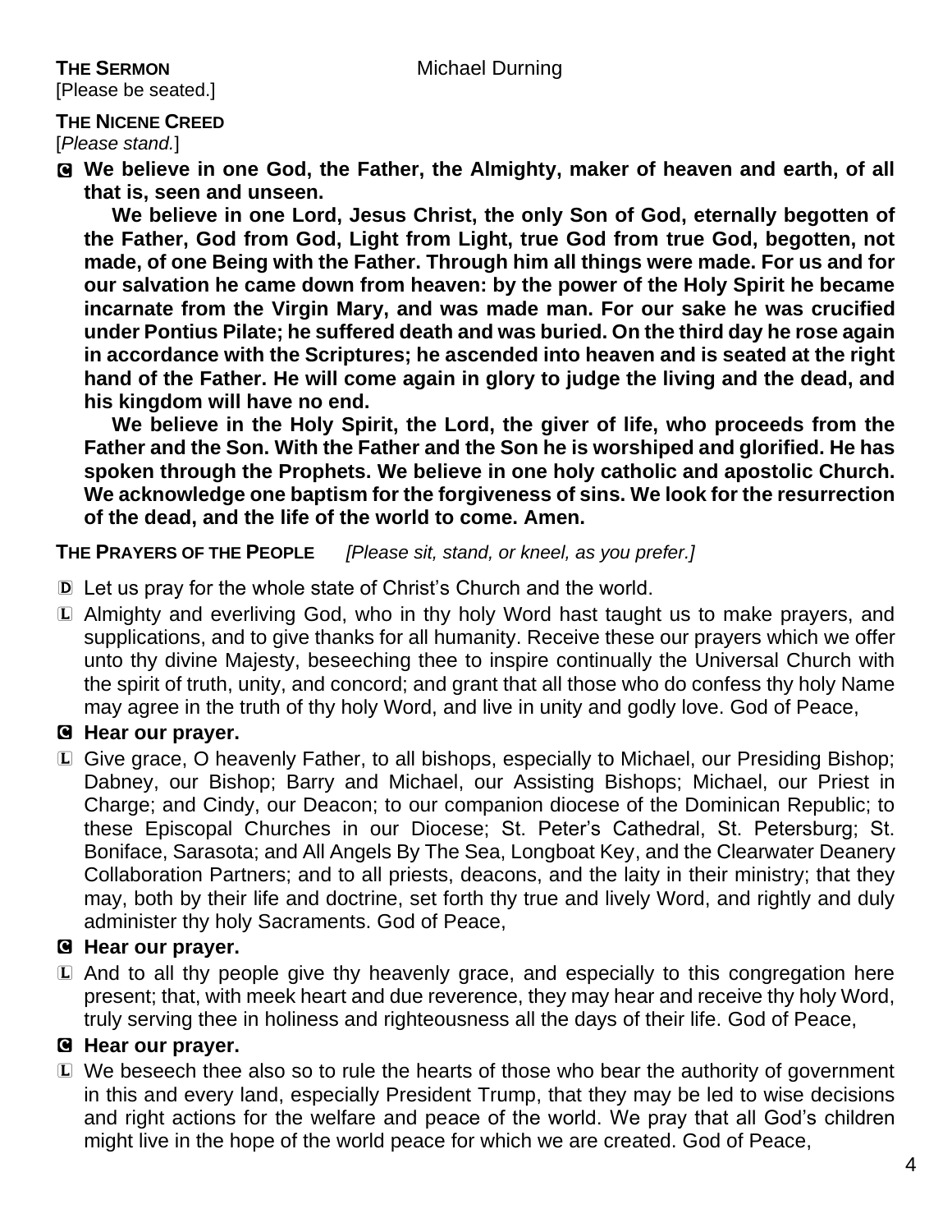**THE SERMON** Michael Durning

[Please be seated.]

**THE NICENE CREED**

[*Please stand.*]

C **We believe in one God, the Father, the Almighty, maker of heaven and earth, of all that is, seen and unseen.**

**We believe in one Lord, Jesus Christ, the only Son of God, eternally begotten of the Father, God from God, Light from Light, true God from true God, begotten, not made, of one Being with the Father. Through him all things were made. For us and for our salvation he came down from heaven: by the power of the Holy Spirit he became incarnate from the Virgin Mary, and was made man. For our sake he was crucified under Pontius Pilate; he suffered death and was buried. On the third day he rose again in accordance with the Scriptures; he ascended into heaven and is seated at the right hand of the Father. He will come again in glory to judge the living and the dead, and his kingdom will have no end.**

**We believe in the Holy Spirit, the Lord, the giver of life, who proceeds from the Father and the Son. With the Father and the Son he is worshiped and glorified. He has spoken through the Prophets. We believe in one holy catholic and apostolic Church. We acknowledge one baptism for the forgiveness of sins. We look for the resurrection of the dead, and the life of the world to come. Amen.**

**THE PRAYERS OF THE PEOPLE** *[Please sit, stand, or kneel, as you prefer.]*

D Let us pray for the whole state of Christ's Church and the world.

L Almighty and everliving God, who in thy holy Word hast taught us to make prayers, and supplications, and to give thanks for all humanity. Receive these our prayers which we offer unto thy divine Majesty, beseeching thee to inspire continually the Universal Church with the spirit of truth, unity, and concord; and grant that all those who do confess thy holy Name may agree in the truth of thy holy Word, and live in unity and godly love. God of Peace,

C **Hear our prayer.**

L Give grace, O heavenly Father, to all bishops, especially to Michael, our Presiding Bishop; Dabney, our Bishop; Barry and Michael, our Assisting Bishops; Michael, our Priest in Charge; and Cindy, our Deacon; to our companion diocese of the Dominican Republic; to these Episcopal Churches in our Diocese; St. Peter's Cathedral, St. Petersburg; St. Boniface, Sarasota; and All Angels By The Sea, Longboat Key, and the Clearwater Deanery Collaboration Partners; and to all priests, deacons, and the laity in their ministry; that they may, both by their life and doctrine, set forth thy true and lively Word, and rightly and duly administer thy holy Sacraments. God of Peace,

C **Hear our prayer.**

L And to all thy people give thy heavenly grace, and especially to this congregation here present; that, with meek heart and due reverence, they may hear and receive thy holy Word, truly serving thee in holiness and righteousness all the days of their life. God of Peace,

C **Hear our prayer.**

L We beseech thee also so to rule the hearts of those who bear the authority of government in this and every land, especially President Trump, that they may be led to wise decisions and right actions for the welfare and peace of the world. We pray that all God's children might live in the hope of the world peace for which we are created. God of Peace,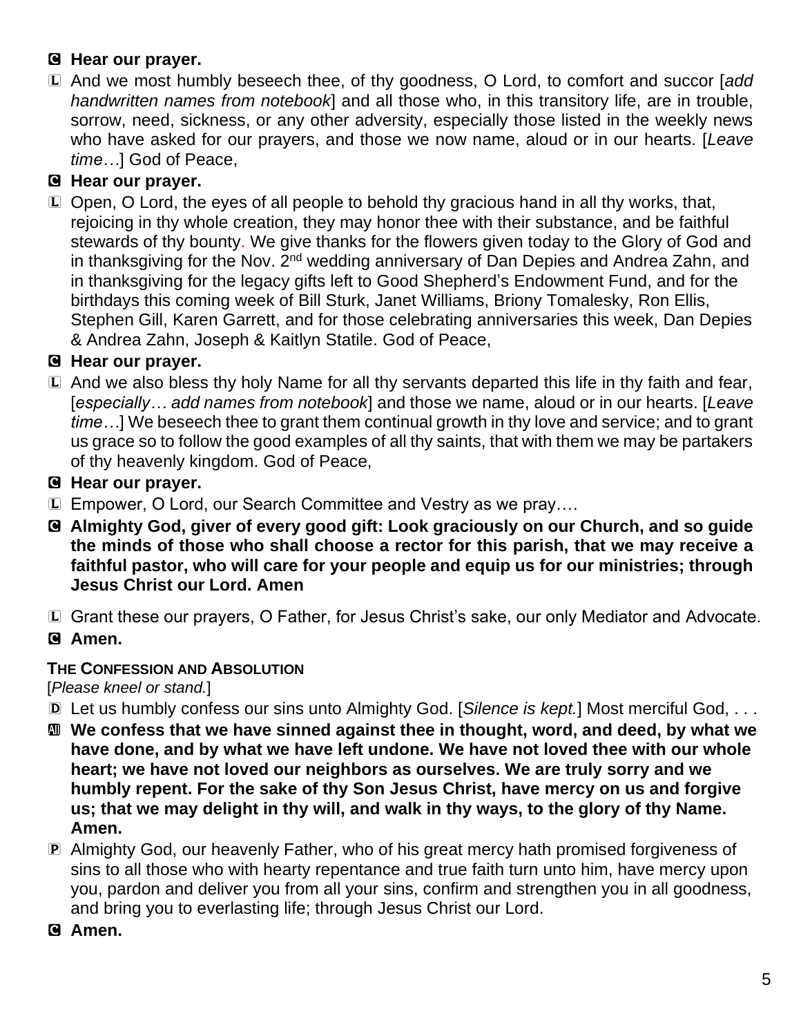**C** **Hear our prayer.**

**L** And we most humbly beseech thee, of thy goodness, O Lord, to comfort and succor [*add handwritten names from notebook*] and all those who, in this transitory life, are in trouble, sorrow, need, sickness, or any other adversity, especially those listed in the weekly news who have asked for our prayers, and those we now name, aloud or in our hearts. [*Leave time…*] God of Peace,

**C** **Hear our prayer.**

**L** Open, O Lord, the eyes of all people to behold thy gracious hand in all thy works, that, rejoicing in thy whole creation, they may honor thee with their substance, and be faithful stewards of thy bounty. We give thanks for the flowers given today to the Glory of God and in thanksgiving for the Nov. 2nd wedding anniversary of Dan Depies and Andrea Zahn, and in thanksgiving for the legacy gifts left to Good Shepherd's Endowment Fund, and for the birthdays this coming week of Bill Sturk, Janet Williams, Briony Tomalesky, Ron Ellis, Stephen Gill, Karen Garrett, and for those celebrating anniversaries this week, Dan Depies & Andrea Zahn, Joseph & Kaitlyn Statile. God of Peace,

**C** **Hear our prayer.**

**L** And we also bless thy holy Name for all thy servants departed this life in thy faith and fear, [*especially… add names from notebook*] and those we name, aloud or in our hearts. [*Leave time…*] We beseech thee to grant them continual growth in thy love and service; and to grant us grace so to follow the good examples of all thy saints, that with them we may be partakers of thy heavenly kingdom. God of Peace,

**C** **Hear our prayer.**

**L** Empower, O Lord, our Search Committee and Vestry as we pray….

**C** **Almighty God, giver of every good gift: Look graciously on our Church, and so guide the minds of those who shall choose a rector for this parish, that we may receive a faithful pastor, who will care for your people and equip us for our ministries; through Jesus Christ our Lord. Amen**

**L** Grant these our prayers, O Father, for Jesus Christ's sake, our only Mediator and Advocate.

**C** **Amen.**

### The Confession and Absolution

[*Please kneel or stand.*]

**D** Let us humbly confess our sins unto Almighty God. [*Silence is kept.*] Most merciful God, . . .

**All** **We confess that we have sinned against thee in thought, word, and deed, by what we have done, and by what we have left undone. We have not loved thee with our whole heart; we have not loved our neighbors as ourselves. We are truly sorry and we humbly repent. For the sake of thy Son Jesus Christ, have mercy on us and forgive us; that we may delight in thy will, and walk in thy ways, to the glory of thy Name. Amen.**

**P** Almighty God, our heavenly Father, who of his great mercy hath promised forgiveness of sins to all those who with hearty repentance and true faith turn unto him, have mercy upon you, pardon and deliver you from all your sins, confirm and strengthen you in all goodness, and bring you to everlasting life; through Jesus Christ our Lord.

**C** **Amen.**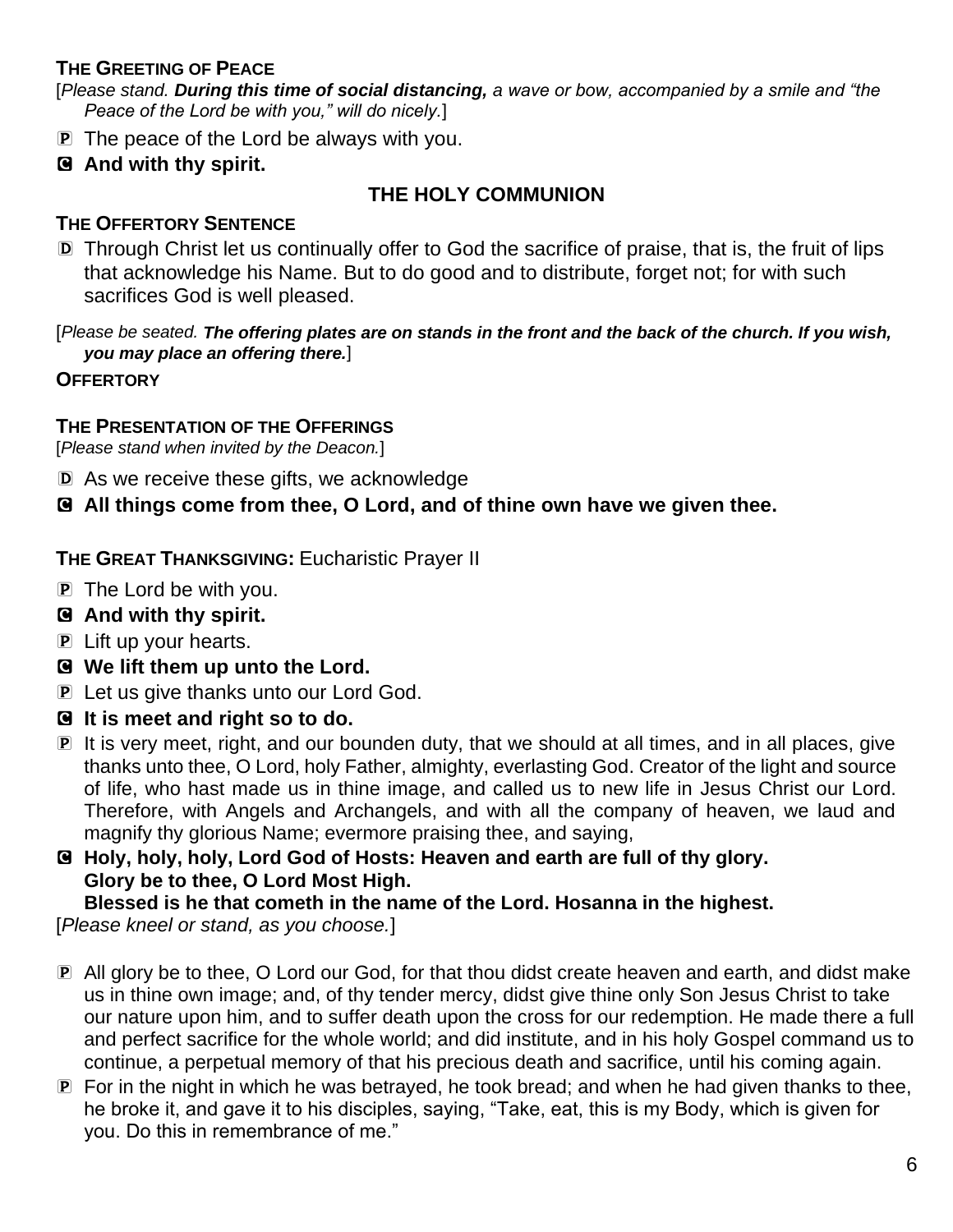**THE GREETING OF PEACE**

[*Please stand.* ***During this time of social distancing,*** *a wave or bow, accompanied by a smile and "the Peace of the Lord be with you," will do nicely.*]

P The peace of the Lord be always with you.

C **And with thy spirit.**

## THE HOLY COMMUNION

**THE OFFERTORY SENTENCE**

D Through Christ let us continually offer to God the sacrifice of praise, that is, the fruit of lips that acknowledge his Name. But to do good and to distribute, forget not; for with such sacrifices God is well pleased.

[*Please be seated.* ***The offering plates are on stands in the front and the back of the church. If you wish, you may place an offering there.***]

**OFFERTORY**

**THE PRESENTATION OF THE OFFERINGS**

[*Please stand when invited by the Deacon.*]

D As we receive these gifts, we acknowledge

C **All things come from thee, O Lord, and of thine own have we given thee.**

**THE GREAT THANKSGIVING:** Eucharistic Prayer II

P The Lord be with you.

C **And with thy spirit.**

P Lift up your hearts.

C **We lift them up unto the Lord.**

P Let us give thanks unto our Lord God.

C **It is meet and right so to do.**

P It is very meet, right, and our bounden duty, that we should at all times, and in all places, give thanks unto thee, O Lord, holy Father, almighty, everlasting God. Creator of the light and source of life, who hast made us in thine image, and called us to new life in Jesus Christ our Lord. Therefore, with Angels and Archangels, and with all the company of heaven, we laud and magnify thy glorious Name; evermore praising thee, and saying,

C **Holy, holy, holy, Lord God of Hosts: Heaven and earth are full of thy glory.**
**Glory be to thee, O Lord Most High.**
**Blessed is he that cometh in the name of the Lord. Hosanna in the highest.**

[*Please kneel or stand, as you choose.*]

P All glory be to thee, O Lord our God, for that thou didst create heaven and earth, and didst make us in thine own image; and, of thy tender mercy, didst give thine only Son Jesus Christ to take our nature upon him, and to suffer death upon the cross for our redemption. He made there a full and perfect sacrifice for the whole world; and did institute, and in his holy Gospel command us to continue, a perpetual memory of that his precious death and sacrifice, until his coming again.

P For in the night in which he was betrayed, he took bread; and when he had given thanks to thee, he broke it, and gave it to his disciples, saying, "Take, eat, this is my Body, which is given for you. Do this in remembrance of me."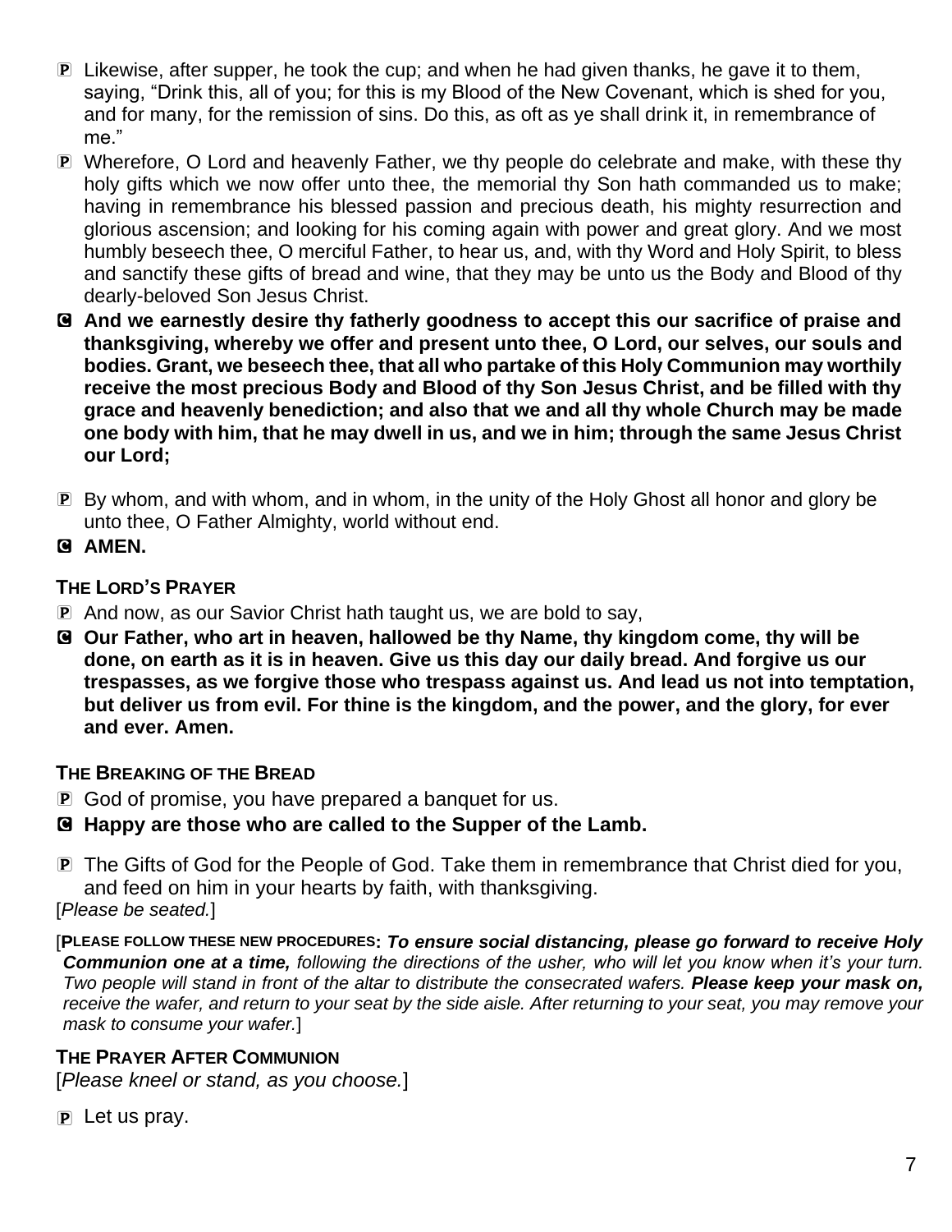P Likewise, after supper, he took the cup; and when he had given thanks, he gave it to them, saying, "Drink this, all of you; for this is my Blood of the New Covenant, which is shed for you, and for many, for the remission of sins. Do this, as oft as ye shall drink it, in remembrance of me."

P Wherefore, O Lord and heavenly Father, we thy people do celebrate and make, with these thy holy gifts which we now offer unto thee, the memorial thy Son hath commanded us to make; having in remembrance his blessed passion and precious death, his mighty resurrection and glorious ascension; and looking for his coming again with power and great glory. And we most humbly beseech thee, O merciful Father, to hear us, and, with thy Word and Holy Spirit, to bless and sanctify these gifts of bread and wine, that they may be unto us the Body and Blood of thy dearly-beloved Son Jesus Christ.

C **And we earnestly desire thy fatherly goodness to accept this our sacrifice of praise and thanksgiving, whereby we offer and present unto thee, O Lord, our selves, our souls and bodies. Grant, we beseech thee, that all who partake of this Holy Communion may worthily receive the most precious Body and Blood of thy Son Jesus Christ, and be filled with thy grace and heavenly benediction; and also that we and all thy whole Church may be made one body with him, that he may dwell in us, and we in him; through the same Jesus Christ our Lord;**

P By whom, and with whom, and in whom, in the unity of the Holy Ghost all honor and glory be unto thee, O Father Almighty, world without end.

C **AMEN.**

### THE LORD'S PRAYER

P And now, as our Savior Christ hath taught us, we are bold to say,

C **Our Father, who art in heaven, hallowed be thy Name, thy kingdom come, thy will be done, on earth as it is in heaven. Give us this day our daily bread. And forgive us our trespasses, as we forgive those who trespass against us. And lead us not into temptation, but deliver us from evil. For thine is the kingdom, and the power, and the glory, for ever and ever. Amen.**

### THE BREAKING OF THE BREAD

P God of promise, you have prepared a banquet for us.

C **Happy are those who are called to the Supper of the Lamb.**

P The Gifts of God for the People of God. Take them in remembrance that Christ died for you, and feed on him in your hearts by faith, with thanksgiving.

[*Please be seated.*]

[**PLEASE FOLLOW THESE NEW PROCEDURES:** ***To ensure social distancing, please go forward to receive Holy Communion one at a time,*** *following the directions of the usher, who will let you know when it's your turn. Two people will stand in front of the altar to distribute the consecrated wafers.* ***Please keep your mask on,*** *receive the wafer, and return to your seat by the side aisle. After returning to your seat, you may remove your mask to consume your wafer.*]

### THE PRAYER AFTER COMMUNION

[*Please kneel or stand, as you choose.*]

P Let us pray.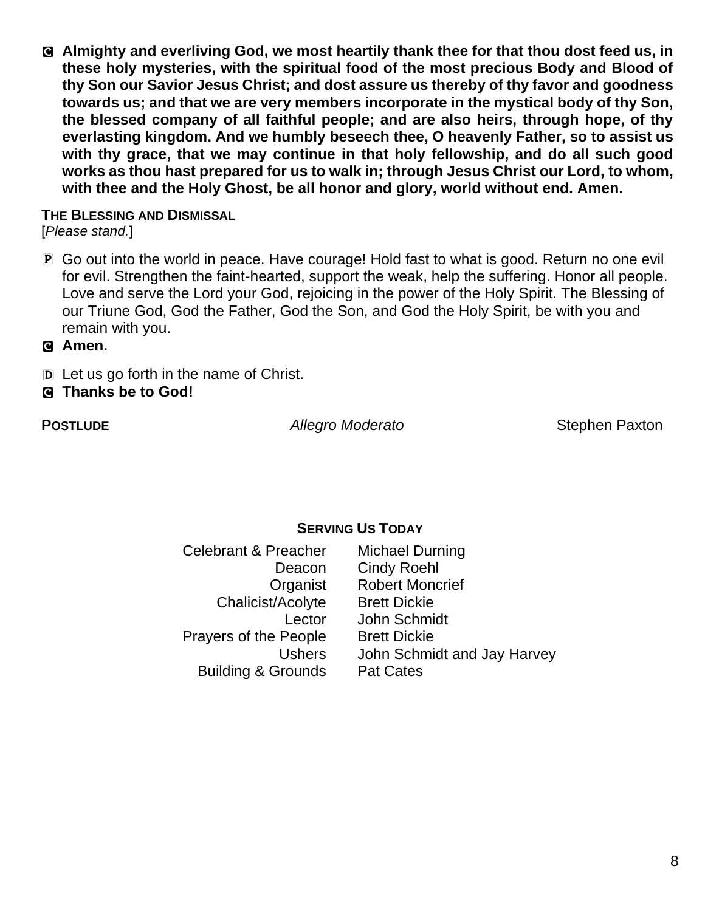C **Almighty and everliving God, we most heartily thank thee for that thou dost feed us, in these holy mysteries, with the spiritual food of the most precious Body and Blood of thy Son our Savior Jesus Christ; and dost assure us thereby of thy favor and goodness towards us; and that we are very members incorporate in the mystical body of thy Son, the blessed company of all faithful people; and are also heirs, through hope, of thy everlasting kingdom. And we humbly beseech thee, O heavenly Father, so to assist us with thy grace, that we may continue in that holy fellowship, and do all such good works as thou hast prepared for us to walk in; through Jesus Christ our Lord, to whom, with thee and the Holy Ghost, be all honor and glory, world without end. Amen.**

**THE BLESSING AND DISMISSAL**

[*Please stand.*]

P Go out into the world in peace. Have courage! Hold fast to what is good. Return no one evil for evil. Strengthen the faint-hearted, support the weak, help the suffering. Honor all people. Love and serve the Lord your God, rejoicing in the power of the Holy Spirit. The Blessing of our Triune God, God the Father, God the Son, and God the Holy Spirit, be with you and remain with you.

C **Amen.**

D Let us go forth in the name of Christ.

C **Thanks be to God!**

**POSTLUDE** *Allegro Moderato* Stephen Paxton

**SERVING US TODAY**

| | |
|---|---|
| Celebrant & Preacher | Michael Durning |
| Deacon | Cindy Roehl |
| Organist | Robert Moncrief |
| Chalicist/Acolyte | Brett Dickie |
| Lector | John Schmidt |
| Prayers of the People | Brett Dickie |
| Ushers | John Schmidt and Jay Harvey |
| Building & Grounds | Pat Cates |